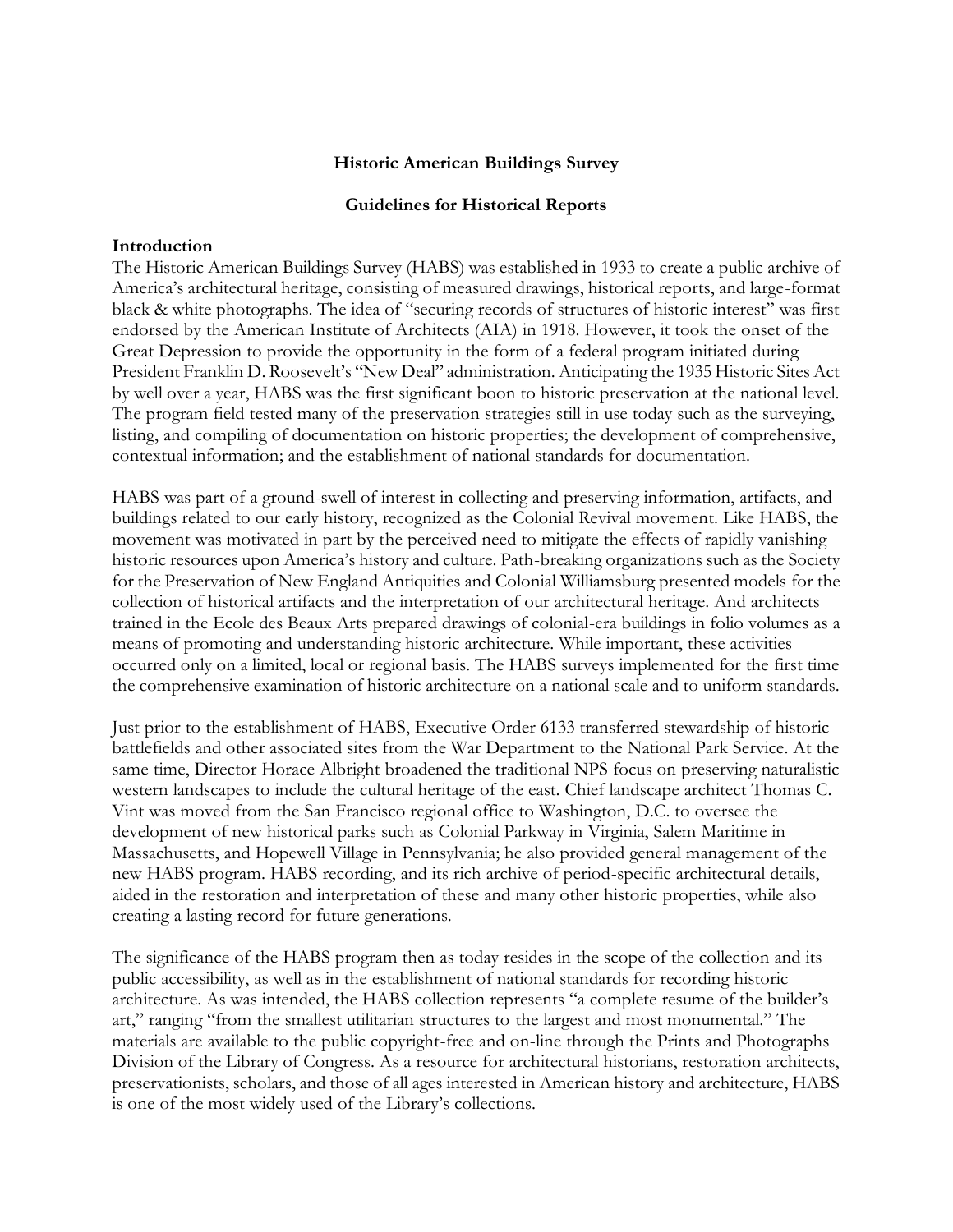# Historic American Buildings Survey

## Guidelines for Historical Reports

### Introduction

The Historic American Buildings Survey (HABS) was established in 1933 to create a public archive of America's architectural heritage, consisting of measured drawings, historical reports, and large-format black & white photographs. The idea of "securing records of structures of historic interest" was first endorsed by the American Institute of Architects (AIA) in 1918. However, it took the onset of the Great Depression to provide the opportunity in the form of a federal program initiated during President Franklin D. Roosevelt's "New Deal" administration. Anticipating the 1935 Historic Sites Act by well over a year, HABS was the first significant boon to historic preservation at the national level. The program field tested many of the preservation strategies still in use today such as the surveying, listing, and compiling of documentation on historic properties; the development of comprehensive, contextual information; and the establishment of national standards for documentation.

HABS was part of a ground-swell of interest in collecting and preserving information, artifacts, and buildings related to our early history, recognized as the Colonial Revival movement. Like HABS, the movement was motivated in part by the perceived need to mitigate the effects of rapidly vanishing historic resources upon America's history and culture. Path-breaking organizations such as the Society for the Preservation of New England Antiquities and Colonial Williamsburg presented models for the collection of historical artifacts and the interpretation of our architectural heritage. And architects trained in the Ecole des Beaux Arts prepared drawings of colonial-era buildings in folio volumes as a means of promoting and understanding historic architecture. While important, these activities occurred only on a limited, local or regional basis. The HABS surveys implemented for the first time the comprehensive examination of historic architecture on a national scale and to uniform standards.

Just prior to the establishment of HABS, Executive Order 6133 transferred stewardship of historic battlefields and other associated sites from the War Department to the National Park Service. At the same time, Director Horace Albright broadened the traditional NPS focus on preserving naturalistic western landscapes to include the cultural heritage of the east. Chief landscape architect Thomas C. Vint was moved from the San Francisco regional office to Washington, D.C. to oversee the development of new historical parks such as Colonial Parkway in Virginia, Salem Maritime in Massachusetts, and Hopewell Village in Pennsylvania; he also provided general management of the new HABS program. HABS recording, and its rich archive of period-specific architectural details, aided in the restoration and interpretation of these and many other historic properties, while also creating a lasting record for future generations.

The significance of the HABS program then as today resides in the scope of the collection and its public accessibility, as well as in the establishment of national standards for recording historic architecture. As was intended, the HABS collection represents "a complete resume of the builder's art," ranging "from the smallest utilitarian structures to the largest and most monumental." The materials are available to the public copyright-free and on-line through the Prints and Photographs Division of the Library of Congress. As a resource for architectural historians, restoration architects, preservationists, scholars, and those of all ages interested in American history and architecture, HABS is one of the most widely used of the Library's collections.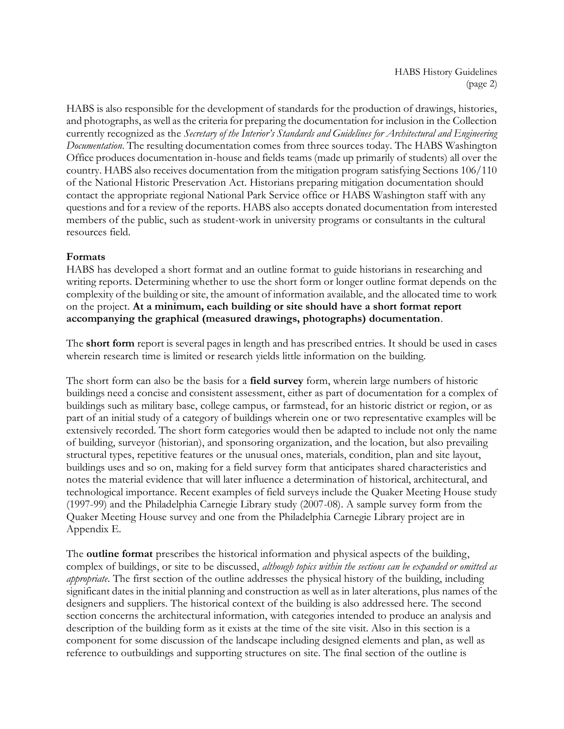HABS is also responsible for the development of standards for the production of drawings, histories, and photographs, as well as the criteria for preparing the documentation for inclusion in the Collection currently recognized as the *Secretary of the Interior's Standards and Guidelines for Architectural and Engineering Documentation*. The resulting documentation comes from three sources today. The HABS Washington Office produces documentation in-house and fields teams (made up primarily of students) all over the country. HABS also receives documentation from the mitigation program satisfying Sections 106/110 of the National Historic Preservation Act. Historians preparing mitigation documentation should contact the appropriate regional National Park Service office or HABS Washington staff with any questions and for a review of the reports. HABS also accepts donated documentation from interested members of the public, such as student-work in university programs or consultants in the cultural resources field.

**Formats**

HABS has developed a short format and an outline format to guide historians in researching and writing reports. Determining whether to use the short form or longer outline format depends on the complexity of the building or site, the amount of information available, and the allocated time to work on the project. **At a minimum, each building or site should have a short format report accompanying the graphical (measured drawings, photographs) documentation**.

The **short form** report is several pages in length and has prescribed entries. It should be used in cases wherein research time is limited or research yields little information on the building.

The short form can also be the basis for a **field survey** form, wherein large numbers of historic buildings need a concise and consistent assessment, either as part of documentation for a complex of buildings such as military base, college campus, or farmstead, for an historic district or region, or as part of an initial study of a category of buildings wherein one or two representative examples will be extensively recorded. The short form categories would then be adapted to include not only the name of building, surveyor (historian), and sponsoring organization, and the location, but also prevailing structural types, repetitive features or the unusual ones, materials, condition, plan and site layout, buildings uses and so on, making for a field survey form that anticipates shared characteristics and notes the material evidence that will later influence a determination of historical, architectural, and technological importance. Recent examples of field surveys include the Quaker Meeting House study (1997-99) and the Philadelphia Carnegie Library study (2007-08). A sample survey form from the Quaker Meeting House survey and one from the Philadelphia Carnegie Library project are in Appendix E.

The **outline format** prescribes the historical information and physical aspects of the building, complex of buildings, or site to be discussed, *although topics within the sections can be expanded or omitted as appropriate*. The first section of the outline addresses the physical history of the building, including significant dates in the initial planning and construction as well as in later alterations, plus names of the designers and suppliers. The historical context of the building is also addressed here. The second section concerns the architectural information, with categories intended to produce an analysis and description of the building form as it exists at the time of the site visit. Also in this section is a component for some discussion of the landscape including designed elements and plan, as well as reference to outbuildings and supporting structures on site. The final section of the outline is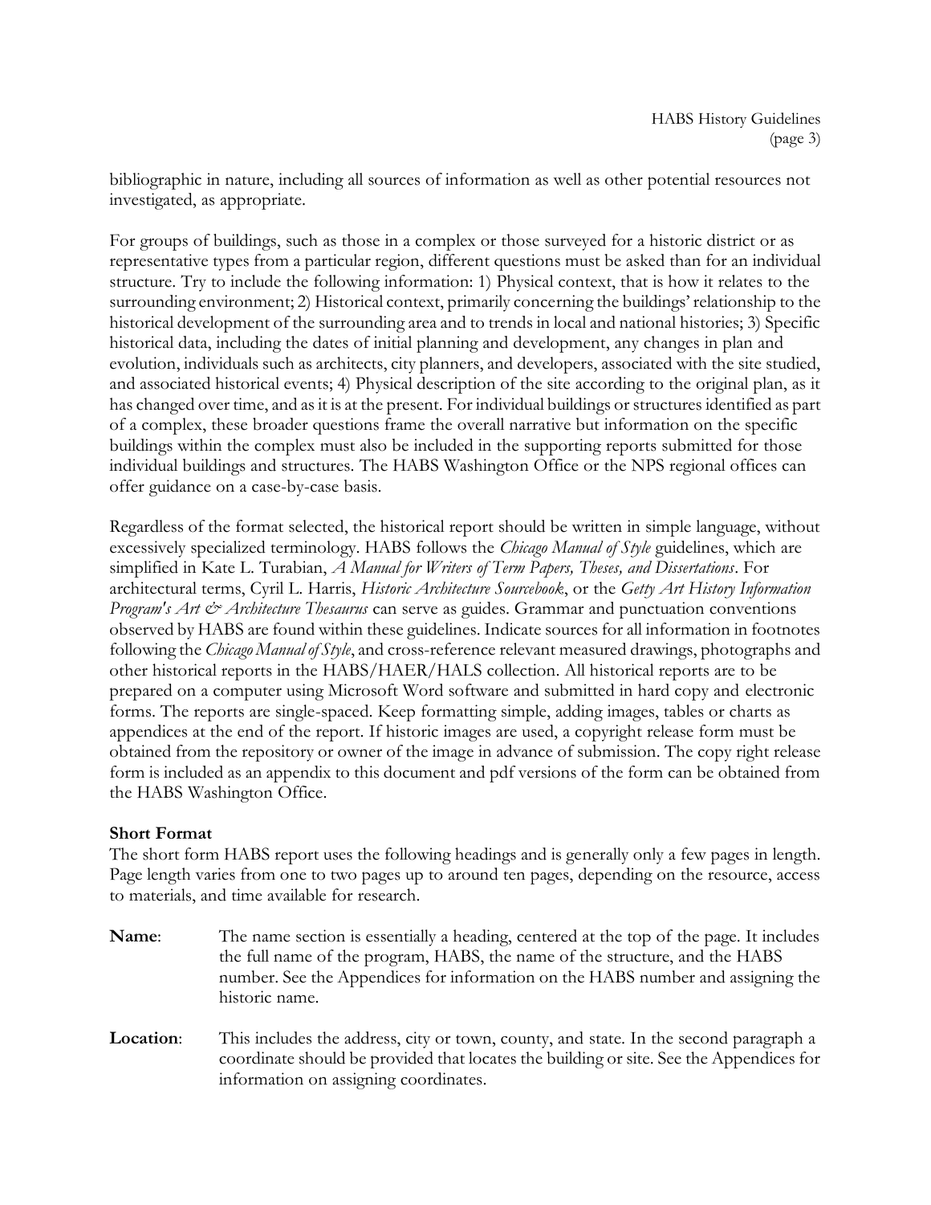bibliographic in nature, including all sources of information as well as other potential resources not investigated, as appropriate.

For groups of buildings, such as those in a complex or those surveyed for a historic district or as representative types from a particular region, different questions must be asked than for an individual structure. Try to include the following information: 1) Physical context, that is how it relates to the surrounding environment; 2) Historical context, primarily concerning the buildings' relationship to the historical development of the surrounding area and to trends in local and national histories; 3) Specific historical data, including the dates of initial planning and development, any changes in plan and evolution, individuals such as architects, city planners, and developers, associated with the site studied, and associated historical events; 4) Physical description of the site according to the original plan, as it has changed over time, and as it is at the present. For individual buildings or structures identified as part of a complex, these broader questions frame the overall narrative but information on the specific buildings within the complex must also be included in the supporting reports submitted for those individual buildings and structures. The HABS Washington Office or the NPS regional offices can offer guidance on a case-by-case basis.

Regardless of the format selected, the historical report should be written in simple language, without excessively specialized terminology. HABS follows the *Chicago Manual of Style* guidelines, which are simplified in Kate L. Turabian, *A Manual for Writers of Term Papers, Theses, and Dissertations*. For architectural terms, Cyril L. Harris, *Historic Architecture Sourcebook*, or the *Getty Art History Information Program's Art & Architecture Thesaurus* can serve as guides. Grammar and punctuation conventions observed by HABS are found within these guidelines. Indicate sources for all information in footnotes following the *Chicago Manual of Style*, and cross-reference relevant measured drawings, photographs and other historical reports in the HABS/HAER/HALS collection. All historical reports are to be prepared on a computer using Microsoft Word software and submitted in hard copy and electronic forms. The reports are single-spaced. Keep formatting simple, adding images, tables or charts as appendices at the end of the report. If historic images are used, a copyright release form must be obtained from the repository or owner of the image in advance of submission. The copy right release form is included as an appendix to this document and pdf versions of the form can be obtained from the HABS Washington Office.

**Short Format**

The short form HABS report uses the following headings and is generally only a few pages in length. Page length varies from one to two pages up to around ten pages, depending on the resource, access to materials, and time available for research.

**Name**: The name section is essentially a heading, centered at the top of the page. It includes the full name of the program, HABS, the name of the structure, and the HABS number. See the Appendices for information on the HABS number and assigning the historic name.

**Location**: This includes the address, city or town, county, and state. In the second paragraph a coordinate should be provided that locates the building or site. See the Appendices for information on assigning coordinates.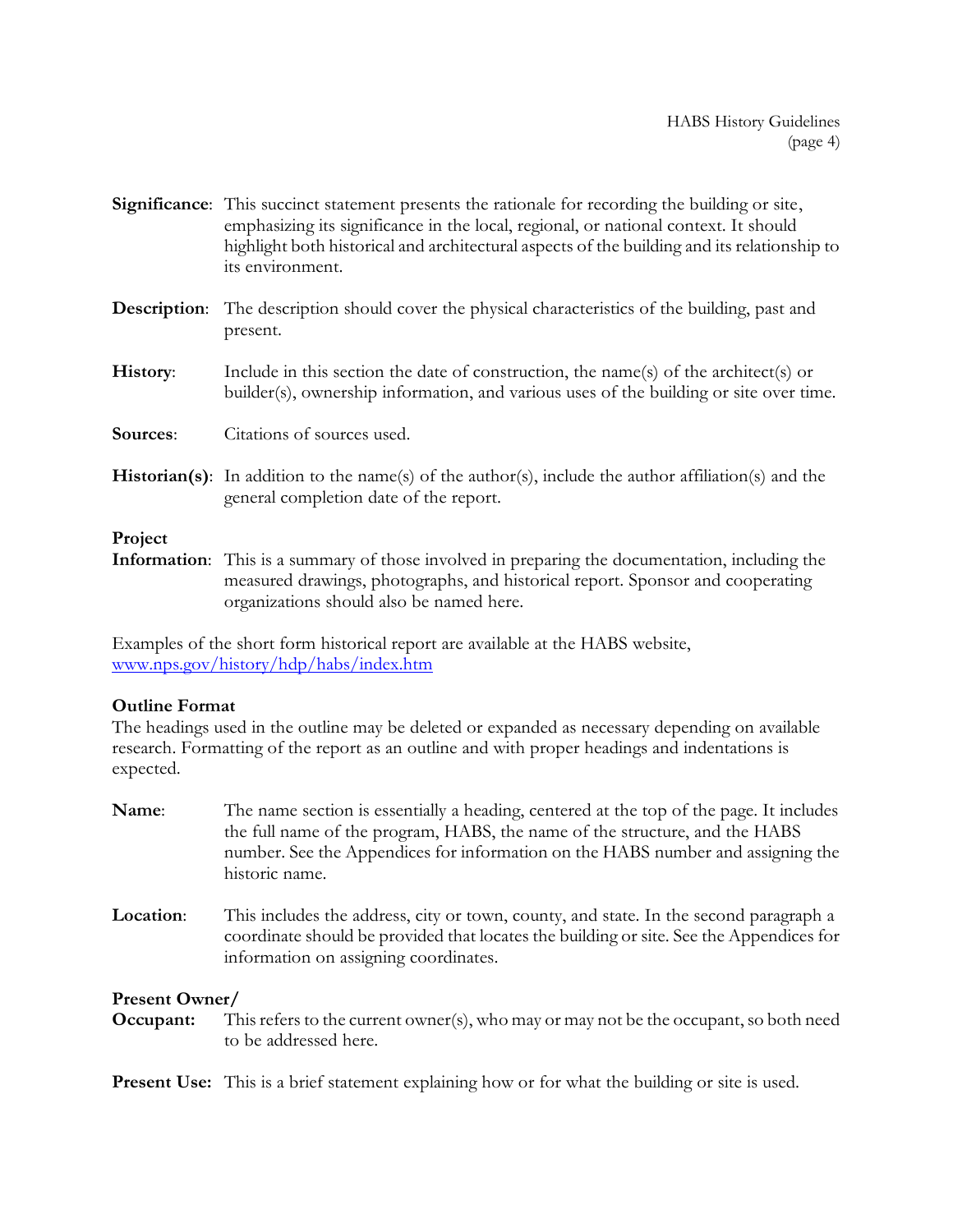**Significance**: This succinct statement presents the rationale for recording the building or site, emphasizing its significance in the local, regional, or national context. It should highlight both historical and architectural aspects of the building and its relationship to its environment.

**Description**: The description should cover the physical characteristics of the building, past and present.

**History**: Include in this section the date of construction, the name(s) of the architect(s) or builder(s), ownership information, and various uses of the building or site over time.

**Sources**: Citations of sources used.

**Historian(s)**: In addition to the name(s) of the author(s), include the author affiliation(s) and the general completion date of the report.

**Project Information**: This is a summary of those involved in preparing the documentation, including the measured drawings, photographs, and historical report. Sponsor and cooperating organizations should also be named here.

Examples of the short form historical report are available at the HABS website, www.nps.gov/history/hdp/habs/index.htm

**Outline Format**

The headings used in the outline may be deleted or expanded as necessary depending on available research. Formatting of the report as an outline and with proper headings and indentations is expected.

**Name**: The name section is essentially a heading, centered at the top of the page. It includes the full name of the program, HABS, the name of the structure, and the HABS number. See the Appendices for information on the HABS number and assigning the historic name.

**Location**: This includes the address, city or town, county, and state. In the second paragraph a coordinate should be provided that locates the building or site. See the Appendices for information on assigning coordinates.

**Present Owner/ Occupant:** This refers to the current owner(s), who may or may not be the occupant, so both need to be addressed here.

**Present Use:** This is a brief statement explaining how or for what the building or site is used.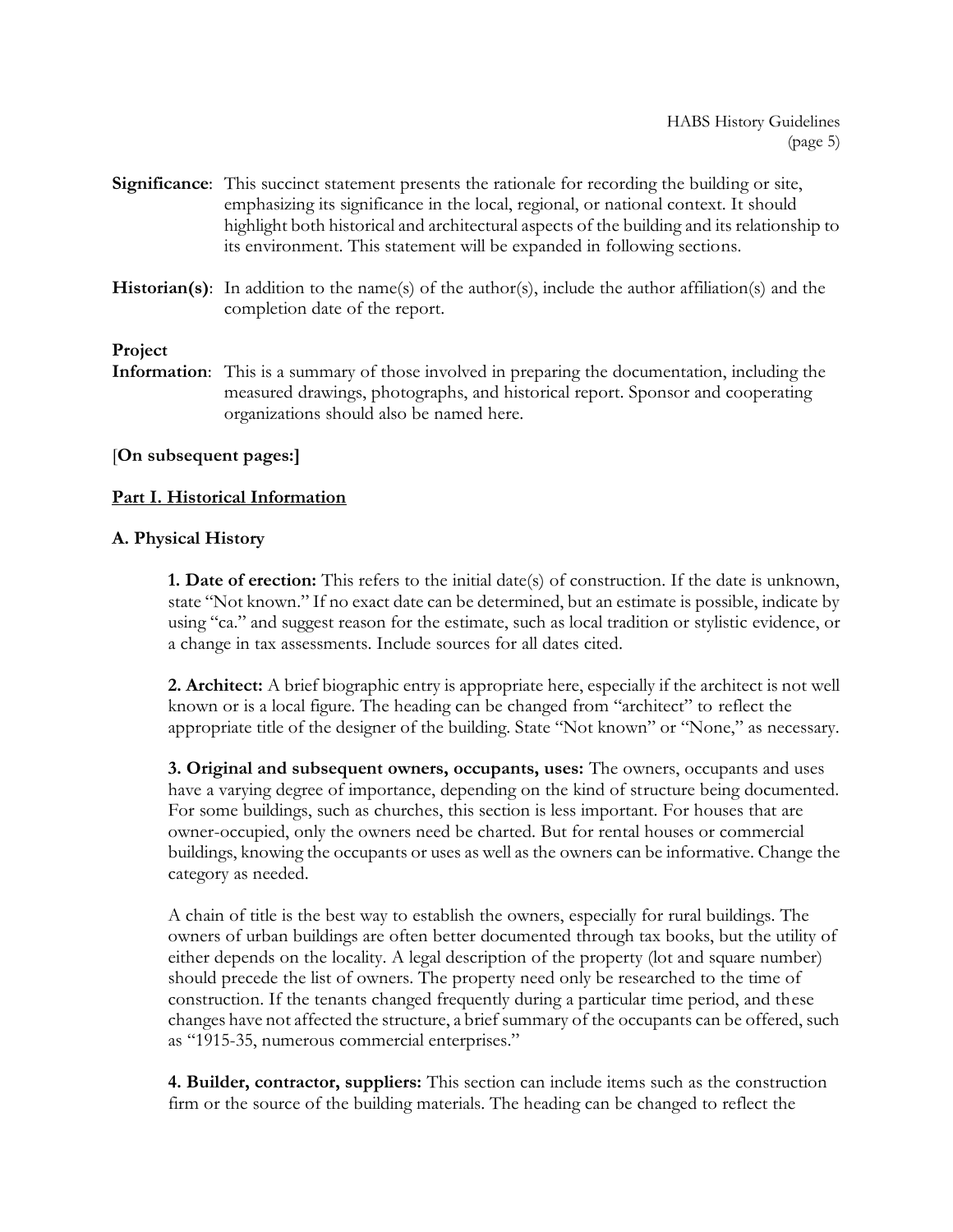**Significance**: This succinct statement presents the rationale for recording the building or site, emphasizing its significance in the local, regional, or national context. It should highlight both historical and architectural aspects of the building and its relationship to its environment. This statement will be expanded in following sections.

**Historian(s)**: In addition to the name(s) of the author(s), include the author affiliation(s) and the completion date of the report.

**Project Information**: This is a summary of those involved in preparing the documentation, including the measured drawings, photographs, and historical report. Sponsor and cooperating organizations should also be named here.

[**On subsequent pages:]**

## Part I. Historical Information

### A. Physical History

**1. Date of erection:** This refers to the initial date(s) of construction. If the date is unknown, state "Not known." If no exact date can be determined, but an estimate is possible, indicate by using "ca." and suggest reason for the estimate, such as local tradition or stylistic evidence, or a change in tax assessments. Include sources for all dates cited.

**2. Architect:** A brief biographic entry is appropriate here, especially if the architect is not well known or is a local figure. The heading can be changed from "architect" to reflect the appropriate title of the designer of the building. State "Not known" or "None," as necessary.

**3. Original and subsequent owners, occupants, uses:** The owners, occupants and uses have a varying degree of importance, depending on the kind of structure being documented. For some buildings, such as churches, this section is less important. For houses that are owner-occupied, only the owners need be charted. But for rental houses or commercial buildings, knowing the occupants or uses as well as the owners can be informative. Change the category as needed.

A chain of title is the best way to establish the owners, especially for rural buildings. The owners of urban buildings are often better documented through tax books, but the utility of either depends on the locality. A legal description of the property (lot and square number) should precede the list of owners. The property need only be researched to the time of construction. If the tenants changed frequently during a particular time period, and these changes have not affected the structure, a brief summary of the occupants can be offered, such as "1915-35, numerous commercial enterprises."

**4. Builder, contractor, suppliers:** This section can include items such as the construction firm or the source of the building materials. The heading can be changed to reflect the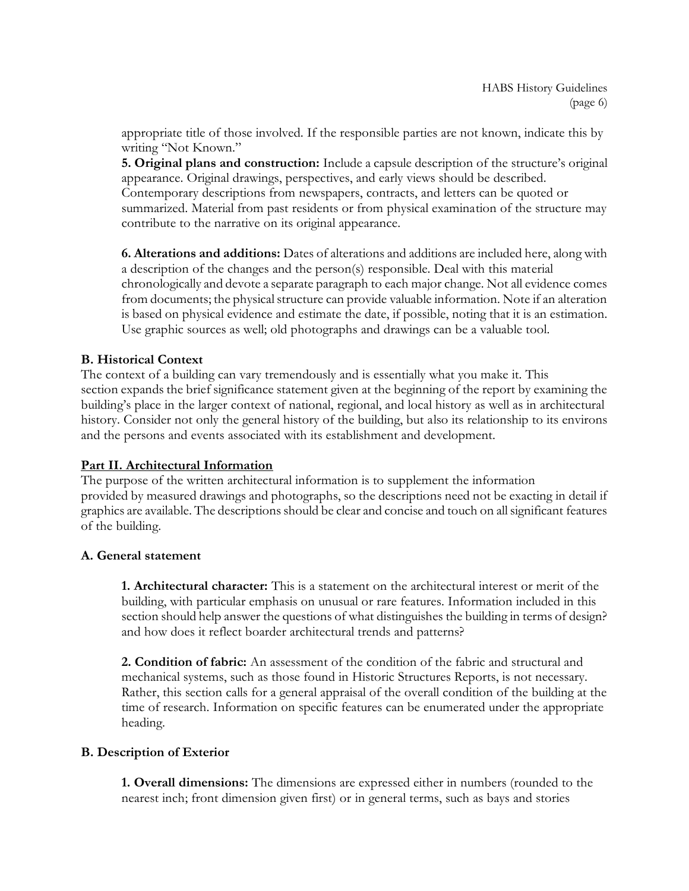appropriate title of those involved. If the responsible parties are not known, indicate this by writing "Not Known."

**5. Original plans and construction:** Include a capsule description of the structure's original appearance. Original drawings, perspectives, and early views should be described. Contemporary descriptions from newspapers, contracts, and letters can be quoted or summarized. Material from past residents or from physical examination of the structure may contribute to the narrative on its original appearance.

**6. Alterations and additions:** Dates of alterations and additions are included here, along with a description of the changes and the person(s) responsible. Deal with this material chronologically and devote a separate paragraph to each major change. Not all evidence comes from documents; the physical structure can provide valuable information. Note if an alteration is based on physical evidence and estimate the date, if possible, noting that it is an estimation. Use graphic sources as well; old photographs and drawings can be a valuable tool.

### B. Historical Context

The context of a building can vary tremendously and is essentially what you make it. This section expands the brief significance statement given at the beginning of the report by examining the building's place in the larger context of national, regional, and local history as well as in architectural history. Consider not only the general history of the building, but also its relationship to its environs and the persons and events associated with its establishment and development.

## Part II. Architectural Information

The purpose of the written architectural information is to supplement the information provided by measured drawings and photographs, so the descriptions need not be exacting in detail if graphics are available. The descriptions should be clear and concise and touch on all significant features of the building.

### A. General statement

**1. Architectural character:** This is a statement on the architectural interest or merit of the building, with particular emphasis on unusual or rare features. Information included in this section should help answer the questions of what distinguishes the building in terms of design? and how does it reflect boarder architectural trends and patterns?

**2. Condition of fabric:** An assessment of the condition of the fabric and structural and mechanical systems, such as those found in Historic Structures Reports, is not necessary. Rather, this section calls for a general appraisal of the overall condition of the building at the time of research. Information on specific features can be enumerated under the appropriate heading.

### B. Description of Exterior

**1. Overall dimensions:** The dimensions are expressed either in numbers (rounded to the nearest inch; front dimension given first) or in general terms, such as bays and stories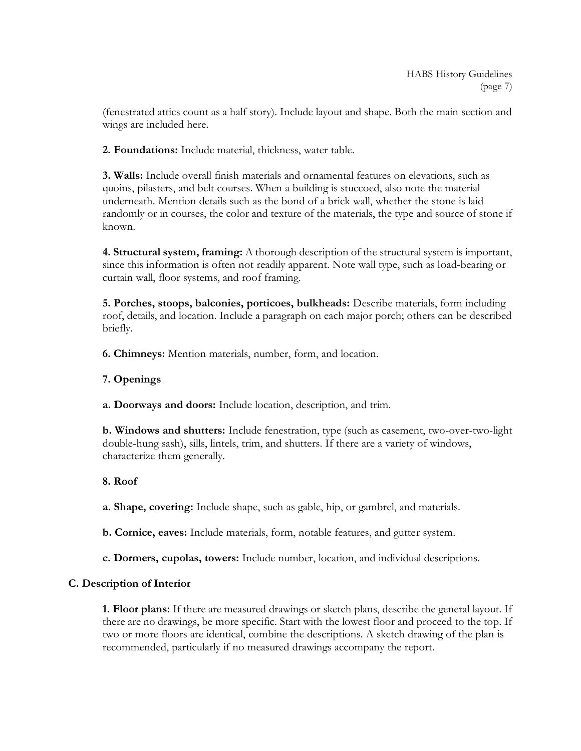(fenestrated attics count as a half story). Include layout and shape. Both the main section and wings are included here.

**2. Foundations:** Include material, thickness, water table.

**3. Walls:** Include overall finish materials and ornamental features on elevations, such as quoins, pilasters, and belt courses. When a building is stuccoed, also note the material underneath. Mention details such as the bond of a brick wall, whether the stone is laid randomly or in courses, the color and texture of the materials, the type and source of stone if known.

**4. Structural system, framing:** A thorough description of the structural system is important, since this information is often not readily apparent. Note wall type, such as load-bearing or curtain wall, floor systems, and roof framing.

**5. Porches, stoops, balconies, porticoes, bulkheads:** Describe materials, form including roof, details, and location. Include a paragraph on each major porch; others can be described briefly.

**6. Chimneys:** Mention materials, number, form, and location.

**7. Openings**

**a. Doorways and doors:** Include location, description, and trim.

**b. Windows and shutters:** Include fenestration, type (such as casement, two-over-two-light double-hung sash), sills, lintels, trim, and shutters. If there are a variety of windows, characterize them generally.

**8. Roof**

**a. Shape, covering:** Include shape, such as gable, hip, or gambrel, and materials.

**b. Cornice, eaves:** Include materials, form, notable features, and gutter system.

**c. Dormers, cupolas, towers:** Include number, location, and individual descriptions.

### C. Description of Interior

**1. Floor plans:** If there are measured drawings or sketch plans, describe the general layout. If there are no drawings, be more specific. Start with the lowest floor and proceed to the top. If two or more floors are identical, combine the descriptions. A sketch drawing of the plan is recommended, particularly if no measured drawings accompany the report.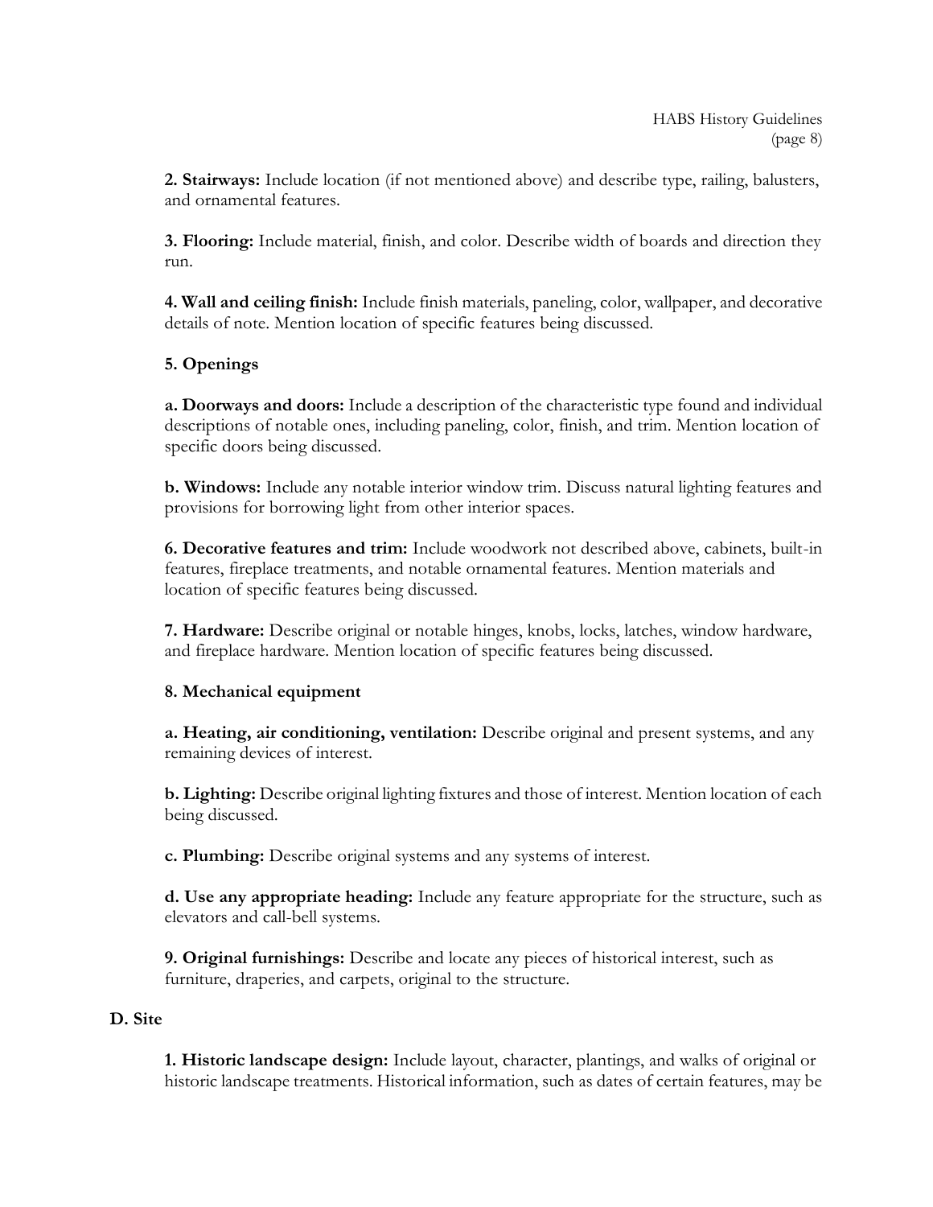**2. Stairways:** Include location (if not mentioned above) and describe type, railing, balusters, and ornamental features.

**3. Flooring:** Include material, finish, and color. Describe width of boards and direction they run.

**4. Wall and ceiling finish:** Include finish materials, paneling, color, wallpaper, and decorative details of note. Mention location of specific features being discussed.

**5. Openings**

**a. Doorways and doors:** Include a description of the characteristic type found and individual descriptions of notable ones, including paneling, color, finish, and trim. Mention location of specific doors being discussed.

**b. Windows:** Include any notable interior window trim. Discuss natural lighting features and provisions for borrowing light from other interior spaces.

**6. Decorative features and trim:** Include woodwork not described above, cabinets, built-in features, fireplace treatments, and notable ornamental features. Mention materials and location of specific features being discussed.

**7. Hardware:** Describe original or notable hinges, knobs, locks, latches, window hardware, and fireplace hardware. Mention location of specific features being discussed.

**8. Mechanical equipment**

**a. Heating, air conditioning, ventilation:** Describe original and present systems, and any remaining devices of interest.

**b. Lighting:** Describe original lighting fixtures and those of interest. Mention location of each being discussed.

**c. Plumbing:** Describe original systems and any systems of interest.

**d. Use any appropriate heading:** Include any feature appropriate for the structure, such as elevators and call-bell systems.

**9. Original furnishings:** Describe and locate any pieces of historical interest, such as furniture, draperies, and carpets, original to the structure.

**D. Site**

**1. Historic landscape design:** Include layout, character, plantings, and walks of original or historic landscape treatments. Historical information, such as dates of certain features, may be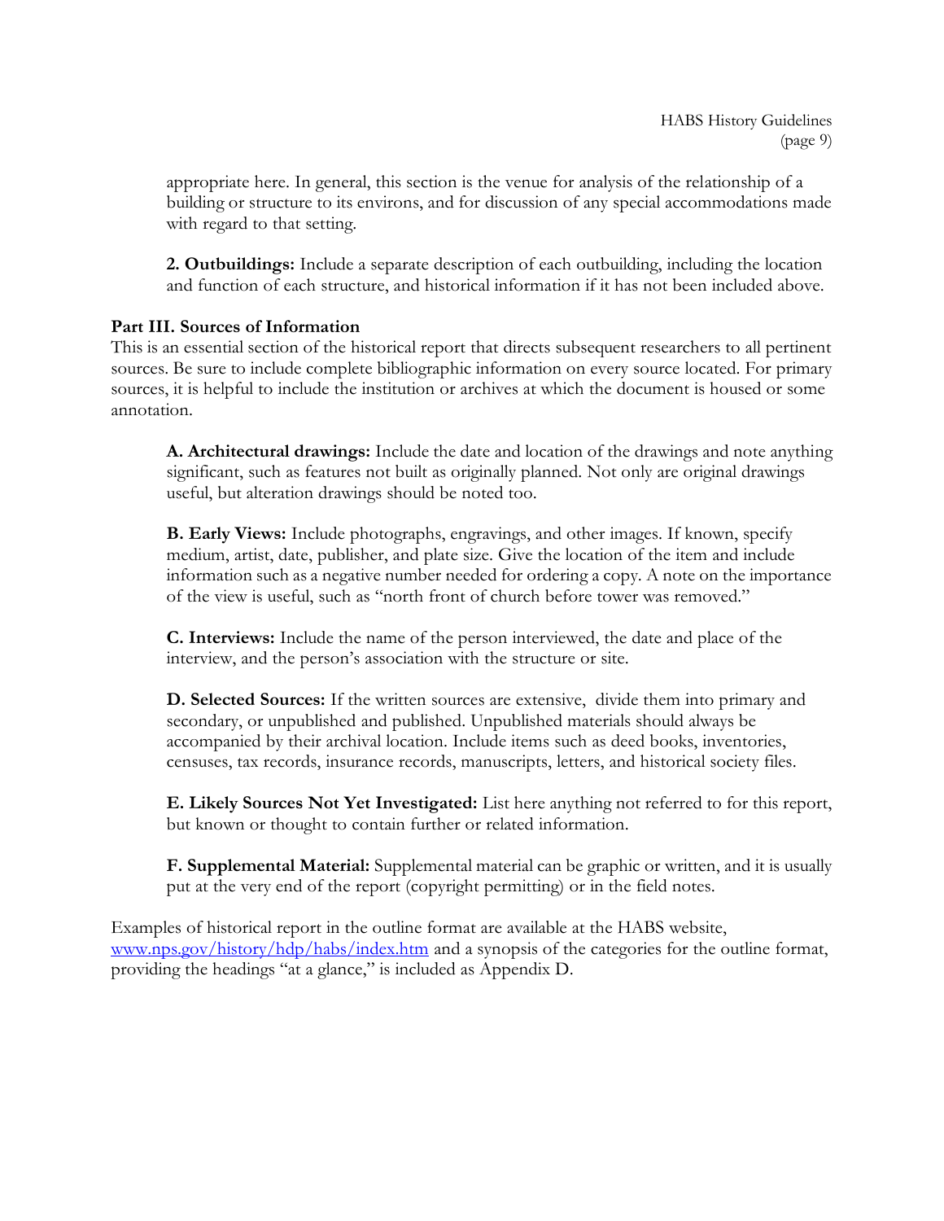appropriate here. In general, this section is the venue for analysis of the relationship of a building or structure to its environs, and for discussion of any special accommodations made with regard to that setting.

**2. Outbuildings:** Include a separate description of each outbuilding, including the location and function of each structure, and historical information if it has not been included above.

### Part III. Sources of Information

This is an essential section of the historical report that directs subsequent researchers to all pertinent sources. Be sure to include complete bibliographic information on every source located. For primary sources, it is helpful to include the institution or archives at which the document is housed or some annotation.

**A. Architectural drawings:** Include the date and location of the drawings and note anything significant, such as features not built as originally planned. Not only are original drawings useful, but alteration drawings should be noted too.

**B. Early Views:** Include photographs, engravings, and other images. If known, specify medium, artist, date, publisher, and plate size. Give the location of the item and include information such as a negative number needed for ordering a copy. A note on the importance of the view is useful, such as "north front of church before tower was removed."

**C. Interviews:** Include the name of the person interviewed, the date and place of the interview, and the person's association with the structure or site.

**D. Selected Sources:** If the written sources are extensive, divide them into primary and secondary, or unpublished and published. Unpublished materials should always be accompanied by their archival location. Include items such as deed books, inventories, censuses, tax records, insurance records, manuscripts, letters, and historical society files.

**E. Likely Sources Not Yet Investigated:** List here anything not referred to for this report, but known or thought to contain further or related information.

**F. Supplemental Material:** Supplemental material can be graphic or written, and it is usually put at the very end of the report (copyright permitting) or in the field notes.

Examples of historical report in the outline format are available at the HABS website, [www.nps.gov/history/hdp/habs/index.htm](www.nps.gov/history/hdp/habs/index.htm) and a synopsis of the categories for the outline format, providing the headings "at a glance," is included as Appendix D.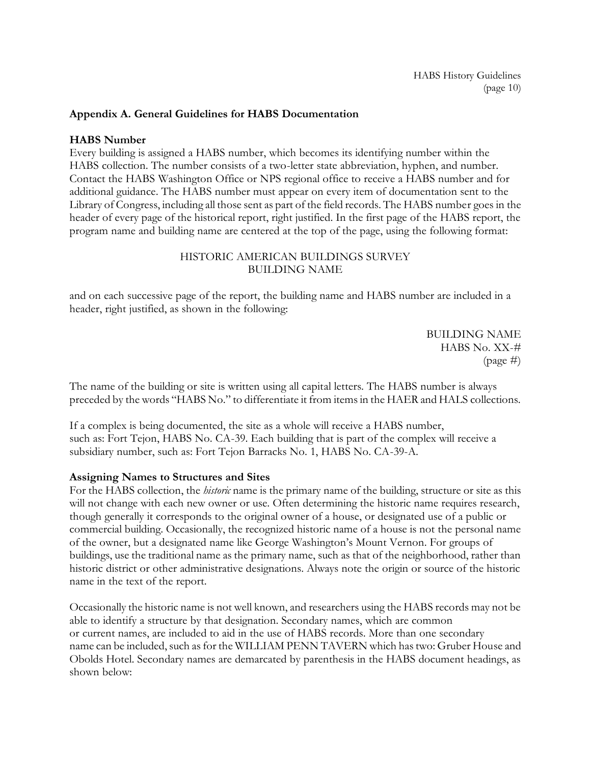## Appendix A. General Guidelines for HABS Documentation

### HABS Number

Every building is assigned a HABS number, which becomes its identifying number within the HABS collection. The number consists of a two-letter state abbreviation, hyphen, and number. Contact the HABS Washington Office or NPS regional office to receive a HABS number and for additional guidance. The HABS number must appear on every item of documentation sent to the Library of Congress, including all those sent as part of the field records. The HABS number goes in the header of every page of the historical report, right justified. In the first page of the HABS report, the program name and building name are centered at the top of the page, using the following format:

<center>HISTORIC AMERICAN BUILDINGS SURVEY<br>BUILDING NAME</center>

and on each successive page of the report, the building name and HABS number are included in a header, right justified, as shown in the following:

<div align="right">BUILDING NAME<br>HABS No. XX-#<br>(page #)</div>

The name of the building or site is written using all capital letters. The HABS number is always preceded by the words "HABS No." to differentiate it from items in the HAER and HALS collections.

If a complex is being documented, the site as a whole will receive a HABS number, such as: Fort Tejon, HABS No. CA-39. Each building that is part of the complex will receive a subsidiary number, such as: Fort Tejon Barracks No. 1, HABS No. CA-39-A.

### Assigning Names to Structures and Sites

For the HABS collection, the *historic* name is the primary name of the building, structure or site as this will not change with each new owner or use. Often determining the historic name requires research, though generally it corresponds to the original owner of a house, or designated use of a public or commercial building. Occasionally, the recognized historic name of a house is not the personal name of the owner, but a designated name like George Washington's Mount Vernon. For groups of buildings, use the traditional name as the primary name, such as that of the neighborhood, rather than historic district or other administrative designations. Always note the origin or source of the historic name in the text of the report.

Occasionally the historic name is not well known, and researchers using the HABS records may not be able to identify a structure by that designation. Secondary names, which are common or current names, are included to aid in the use of HABS records. More than one secondary name can be included, such as for the WILLIAM PENN TAVERN which has two: Gruber House and Obolds Hotel. Secondary names are demarcated by parenthesis in the HABS document headings, as shown below: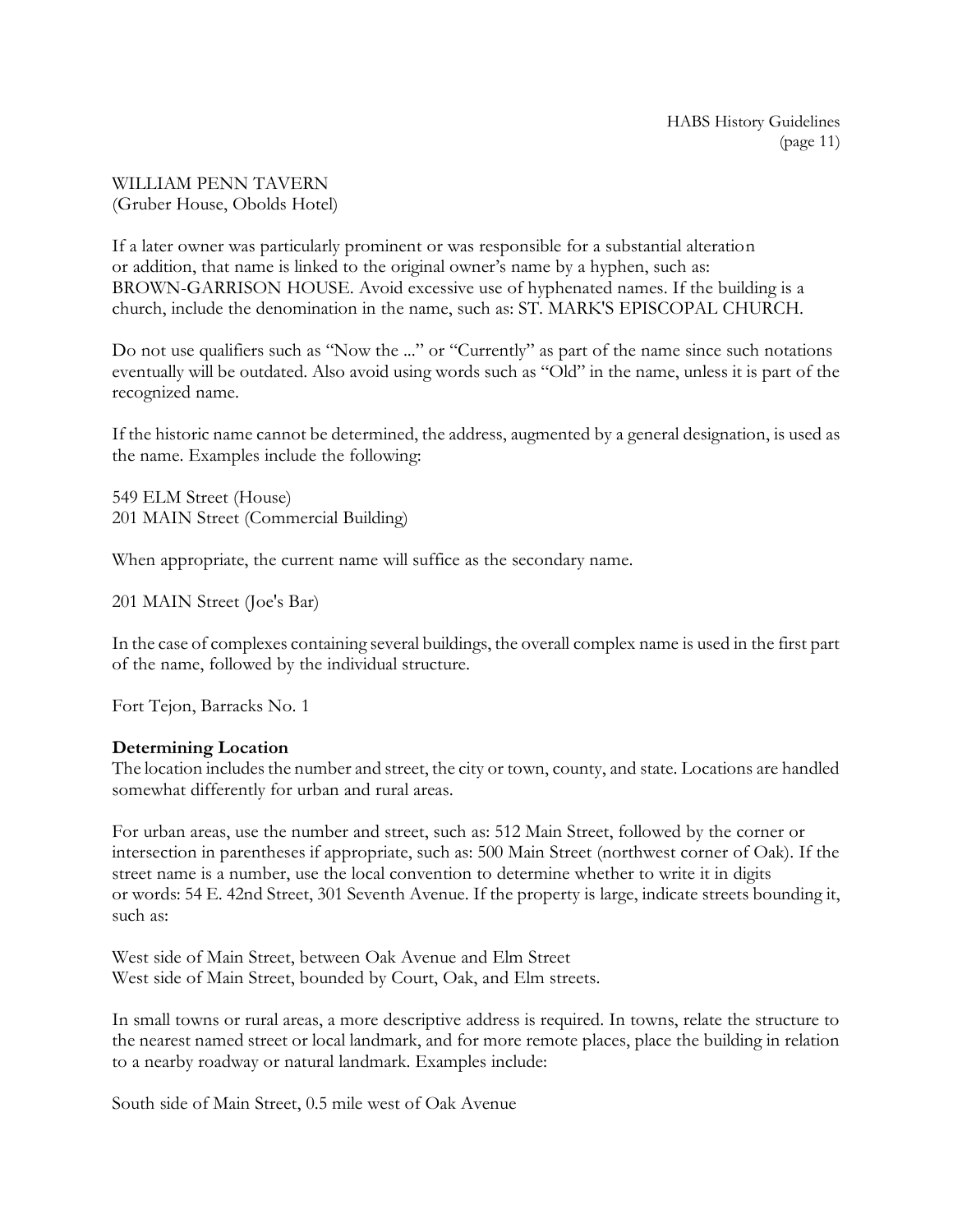WILLIAM PENN TAVERN
(Gruber House, Obolds Hotel)

If a later owner was particularly prominent or was responsible for a substantial alteration or addition, that name is linked to the original owner's name by a hyphen, such as: BROWN-GARRISON HOUSE. Avoid excessive use of hyphenated names. If the building is a church, include the denomination in the name, such as: ST. MARK'S EPISCOPAL CHURCH.

Do not use qualifiers such as "Now the ..." or "Currently" as part of the name since such notations eventually will be outdated. Also avoid using words such as "Old" in the name, unless it is part of the recognized name.

If the historic name cannot be determined, the address, augmented by a general designation, is used as the name. Examples include the following:

549 ELM Street (House)
201 MAIN Street (Commercial Building)

When appropriate, the current name will suffice as the secondary name.

201 MAIN Street (Joe's Bar)

In the case of complexes containing several buildings, the overall complex name is used in the first part of the name, followed by the individual structure.

Fort Tejon, Barracks No. 1

**Determining Location**
The location includes the number and street, the city or town, county, and state. Locations are handled somewhat differently for urban and rural areas.

For urban areas, use the number and street, such as: 512 Main Street, followed by the corner or intersection in parentheses if appropriate, such as: 500 Main Street (northwest corner of Oak). If the street name is a number, use the local convention to determine whether to write it in digits or words: 54 E. 42nd Street, 301 Seventh Avenue. If the property is large, indicate streets bounding it, such as:

West side of Main Street, between Oak Avenue and Elm Street
West side of Main Street, bounded by Court, Oak, and Elm streets.

In small towns or rural areas, a more descriptive address is required. In towns, relate the structure to the nearest named street or local landmark, and for more remote places, place the building in relation to a nearby roadway or natural landmark. Examples include:

South side of Main Street, 0.5 mile west of Oak Avenue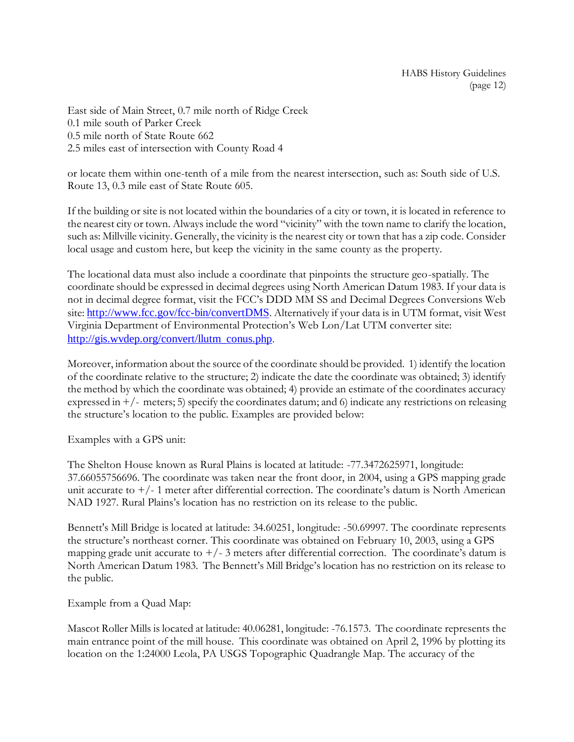East side of Main Street, 0.7 mile north of Ridge Creek
0.1 mile south of Parker Creek
0.5 mile north of State Route 662
2.5 miles east of intersection with County Road 4

or locate them within one-tenth of a mile from the nearest intersection, such as: South side of U.S. Route 13, 0.3 mile east of State Route 605.

If the building or site is not located within the boundaries of a city or town, it is located in reference to the nearest city or town. Always include the word "vicinity" with the town name to clarify the location, such as: Millville vicinity. Generally, the vicinity is the nearest city or town that has a zip code. Consider local usage and custom here, but keep the vicinity in the same county as the property.

The locational data must also include a coordinate that pinpoints the structure geo-spatially. The coordinate should be expressed in decimal degrees using North American Datum 1983. If your data is not in decimal degree format, visit the FCC's DDD MM SS and Decimal Degrees Conversions Web site: http://www.fcc.gov/fcc-bin/convertDMS. Alternatively if your data is in UTM format, visit West Virginia Department of Environmental Protection's Web Lon/Lat UTM converter site: http://gis.wvdep.org/convert/llutm_conus.php.

Moreover, information about the source of the coordinate should be provided. 1) identify the location of the coordinate relative to the structure; 2) indicate the date the coordinate was obtained; 3) identify the method by which the coordinate was obtained; 4) provide an estimate of the coordinates accuracy expressed in +/- meters; 5) specify the coordinates datum; and 6) indicate any restrictions on releasing the structure's location to the public. Examples are provided below:

Examples with a GPS unit:

The Shelton House known as Rural Plains is located at latitude: -77.3472625971, longitude: 37.66055756696. The coordinate was taken near the front door, in 2004, using a GPS mapping grade unit accurate to +/- 1 meter after differential correction. The coordinate's datum is North American NAD 1927. Rural Plains's location has no restriction on its release to the public.

Bennett's Mill Bridge is located at latitude: 34.60251, longitude: -50.69997. The coordinate represents the structure's northeast corner. This coordinate was obtained on February 10, 2003, using a GPS mapping grade unit accurate to +/- 3 meters after differential correction. The coordinate's datum is North American Datum 1983. The Bennett's Mill Bridge's location has no restriction on its release to the public.

Example from a Quad Map:

Mascot Roller Mills is located at latitude: 40.06281, longitude: -76.1573. The coordinate represents the main entrance point of the mill house. This coordinate was obtained on April 2, 1996 by plotting its location on the 1:24000 Leola, PA USGS Topographic Quadrangle Map. The accuracy of the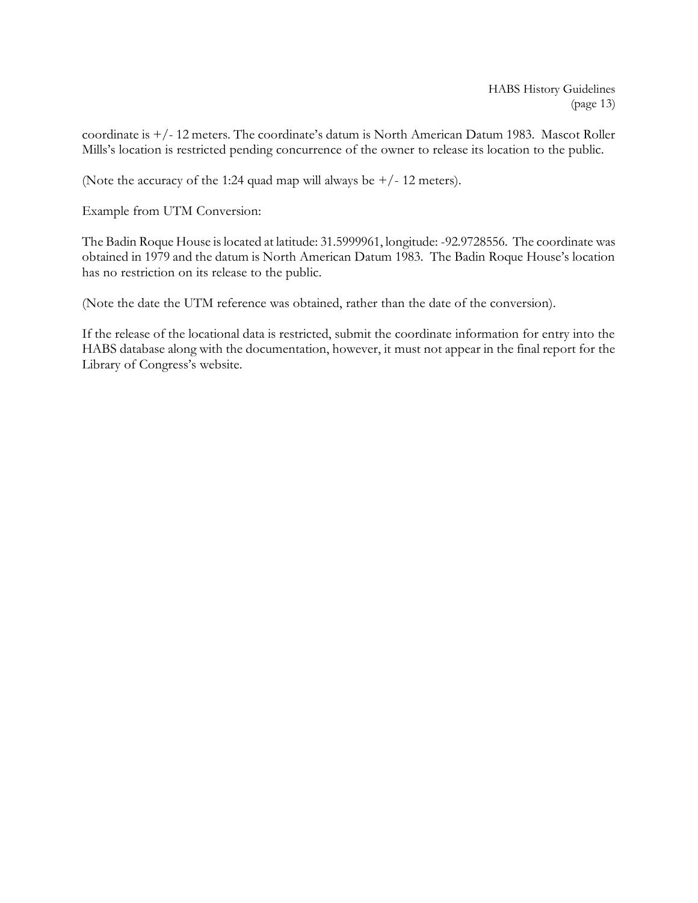coordinate is +/- 12 meters. The coordinate's datum is North American Datum 1983. Mascot Roller Mills's location is restricted pending concurrence of the owner to release its location to the public.

(Note the accuracy of the 1:24 quad map will always be +/- 12 meters).

Example from UTM Conversion:

The Badin Roque House is located at latitude: 31.5999961, longitude: -92.9728556. The coordinate was obtained in 1979 and the datum is North American Datum 1983. The Badin Roque House's location has no restriction on its release to the public.

(Note the date the UTM reference was obtained, rather than the date of the conversion).

If the release of the locational data is restricted, submit the coordinate information for entry into the HABS database along with the documentation, however, it must not appear in the final report for the Library of Congress's website.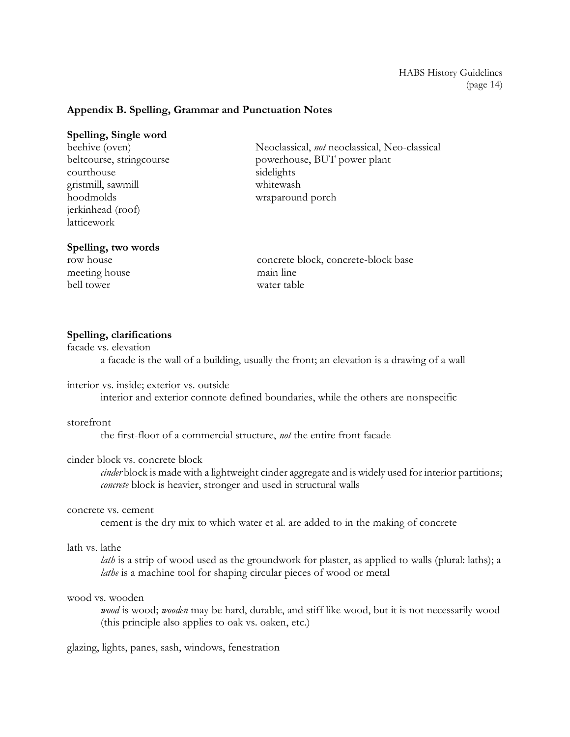### Appendix B. Spelling, Grammar and Punctuation Notes

**Spelling, Single word**

beehive (oven)
beltcourse, stringcourse
courthouse
gristmill, sawmill
hoodmolds
jerkinhead (roof)
latticework
Neoclassical, *not* neoclassical, Neo-classical
powerhouse, BUT power plant
sidelights
whitewash
wraparound porch

**Spelling, two words**

row house
meeting house
bell tower
concrete block, concrete-block base
main line
water table

**Spelling, clarifications**

facade vs. elevation
	a facade is the wall of a building, usually the front; an elevation is a drawing of a wall

interior vs. inside; exterior vs. outside
	interior and exterior connote defined boundaries, while the others are nonspecific

storefront
	the first-floor of a commercial structure, *not* the entire front facade

cinder block vs. concrete block
	*cinder* block is made with a lightweight cinder aggregate and is widely used for interior partitions; *concrete* block is heavier, stronger and used in structural walls

concrete vs. cement
	cement is the dry mix to which water et al. are added to in the making of concrete

lath vs. lathe
	*lath* is a strip of wood used as the groundwork for plaster, as applied to walls (plural: laths); a *lathe* is a machine tool for shaping circular pieces of wood or metal

wood vs. wooden
	*wood* is wood; *wooden* may be hard, durable, and stiff like wood, but it is not necessarily wood (this principle also applies to oak vs. oaken, etc.)

glazing, lights, panes, sash, windows, fenestration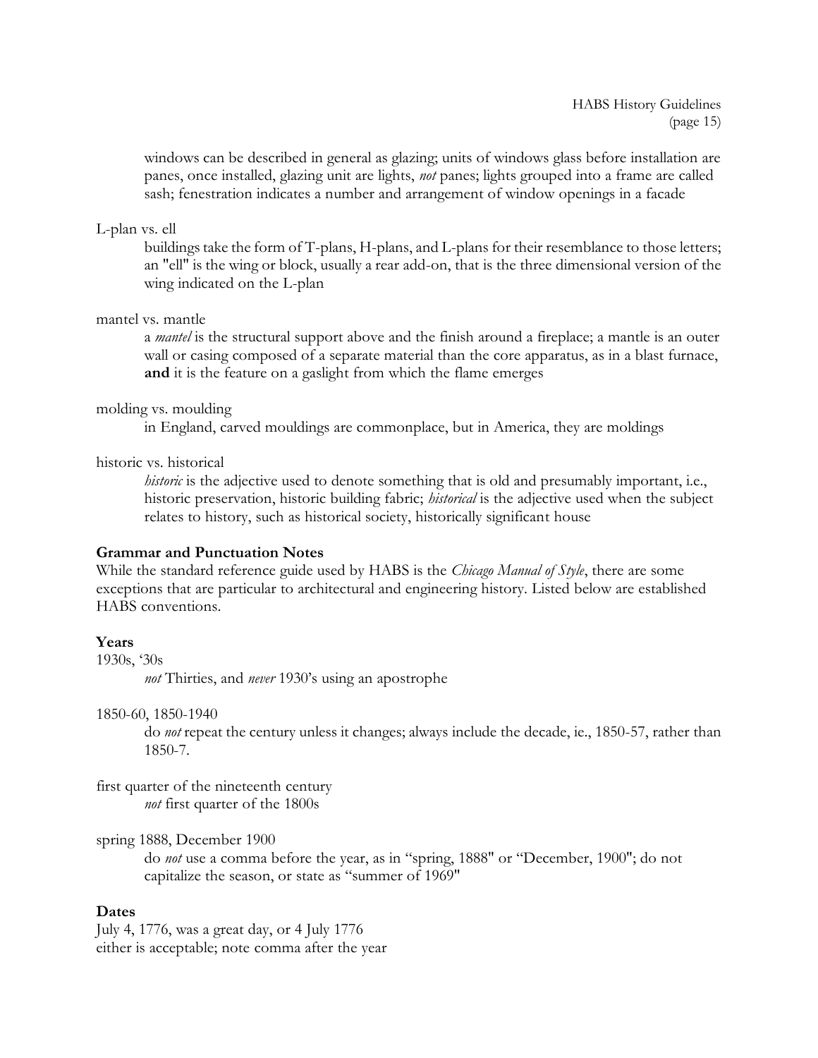windows can be described in general as glazing; units of windows glass before installation are panes, once installed, glazing unit are lights, *not* panes; lights grouped into a frame are called sash; fenestration indicates a number and arrangement of window openings in a facade

L-plan vs. ell

buildings take the form of T-plans, H-plans, and L-plans for their resemblance to those letters; an "ell" is the wing or block, usually a rear add-on, that is the three dimensional version of the wing indicated on the L-plan

mantel vs. mantle

a *mantel* is the structural support above and the finish around a fireplace; a mantle is an outer wall or casing composed of a separate material than the core apparatus, as in a blast furnace, **and** it is the feature on a gaslight from which the flame emerges

molding vs. moulding

in England, carved mouldings are commonplace, but in America, they are moldings

historic vs. historical

*historic* is the adjective used to denote something that is old and presumably important, i.e., historic preservation, historic building fabric; *historical* is the adjective used when the subject relates to history, such as historical society, historically significant house

**Grammar and Punctuation Notes**

While the standard reference guide used by HABS is the *Chicago Manual of Style*, there are some exceptions that are particular to architectural and engineering history. Listed below are established HABS conventions.

**Years**

1930s, '30s

*not* Thirties, and *never* 1930's using an apostrophe

1850-60, 1850-1940

do *not* repeat the century unless it changes; always include the decade, ie., 1850-57, rather than 1850-7.

first quarter of the nineteenth century

*not* first quarter of the 1800s

spring 1888, December 1900

do *not* use a comma before the year, as in "spring, 1888" or "December, 1900"; do not capitalize the season, or state as "summer of 1969"

**Dates**

July 4, 1776, was a great day, or 4 July 1776
either is acceptable; note comma after the year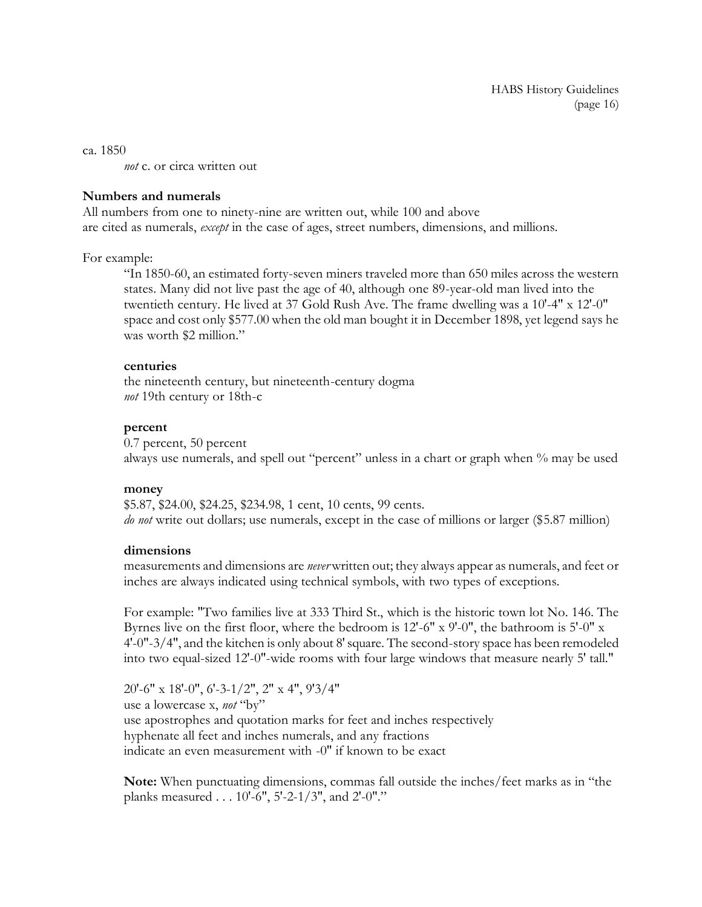ca. 1850

*not* c. or circa written out

**Numbers and numerals**

All numbers from one to ninety-nine are written out, while 100 and above are cited as numerals, *except* in the case of ages, street numbers, dimensions, and millions.

For example:

> "In 1850-60, an estimated forty-seven miners traveled more than 650 miles across the western states. Many did not live past the age of 40, although one 89-year-old man lived into the twentieth century. He lived at 37 Gold Rush Ave. The frame dwelling was a 10'-4" x 12'-0" space and cost only $577.00 when the old man bought it in December 1898, yet legend says he was worth $2 million."

**centuries**

the nineteenth century, but nineteenth-century dogma
*not* 19th century or 18th-c

**percent**

0.7 percent, 50 percent
always use numerals, and spell out "percent" unless in a chart or graph when % may be used

**money**

$5.87, $24.00, $24.25, $234.98, 1 cent, 10 cents, 99 cents.
*do not* write out dollars; use numerals, except in the case of millions or larger ($5.87 million)

**dimensions**

measurements and dimensions are *never* written out; they always appear as numerals, and feet or inches are always indicated using technical symbols, with two types of exceptions.

For example: "Two families live at 333 Third St., which is the historic town lot No. 146. The Byrnes live on the first floor, where the bedroom is 12'-6" x 9'-0", the bathroom is 5'-0" x 4'-0"-3/4", and the kitchen is only about 8' square. The second-story space has been remodeled into two equal-sized 12'-0"-wide rooms with four large windows that measure nearly 5' tall."

20'-6" x 18'-0", 6'-3-1/2", 2" x 4", 9'3/4"
use a lowercase x, *not* "by"
use apostrophes and quotation marks for feet and inches respectively
hyphenate all feet and inches numerals, and any fractions
indicate an even measurement with -0" if known to be exact

**Note:** When punctuating dimensions, commas fall outside the inches/feet marks as in "the planks measured . . . 10'-6", 5'-2-1/3", and 2'-0"."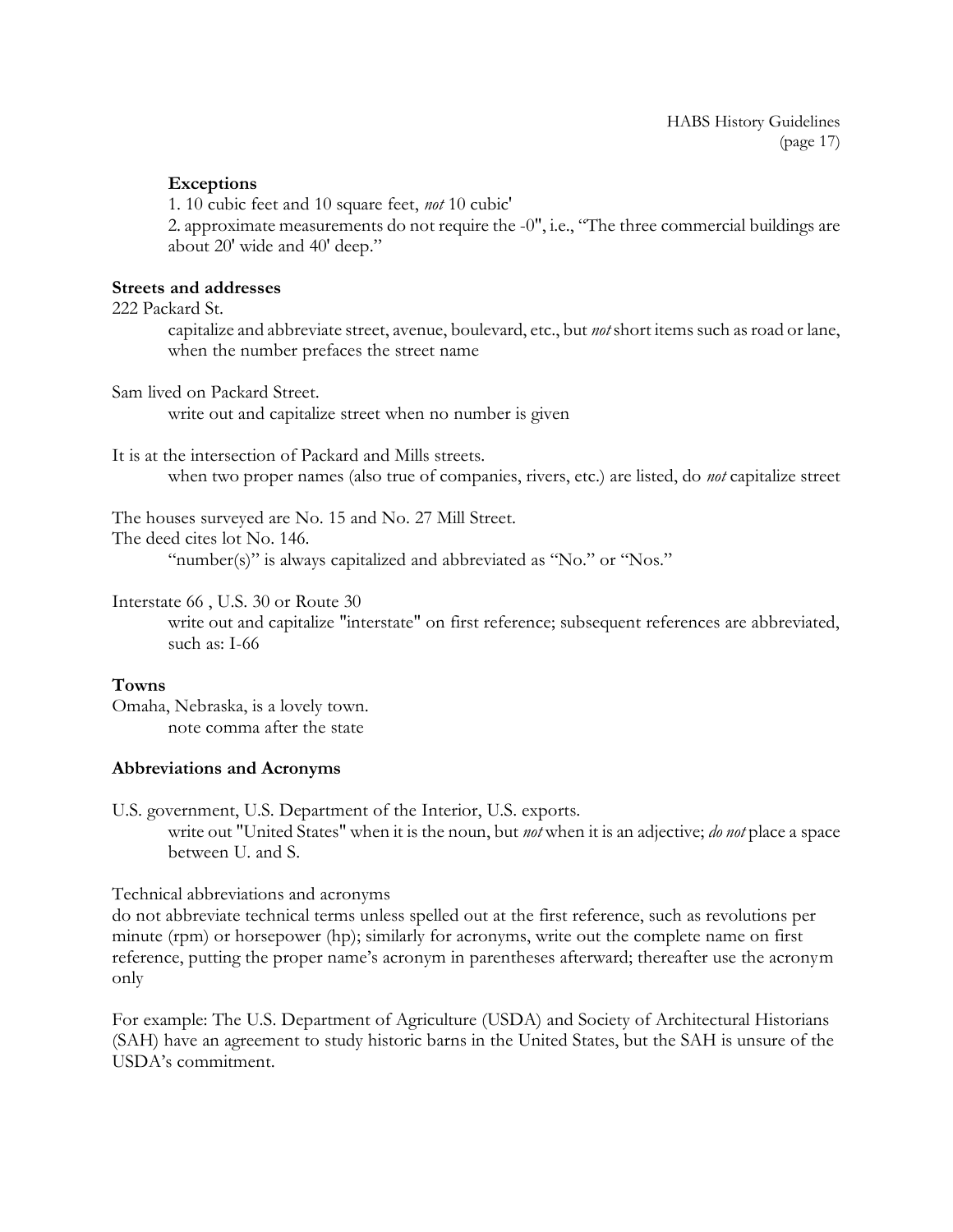**Exceptions**

1. 10 cubic feet and 10 square feet, *not* 10 cubic'
2. approximate measurements do not require the -0", i.e., "The three commercial buildings are about 20' wide and 40' deep."

**Streets and addresses**

222 Packard St.

capitalize and abbreviate street, avenue, boulevard, etc., but *not* short items such as road or lane, when the number prefaces the street name

Sam lived on Packard Street.

write out and capitalize street when no number is given

It is at the intersection of Packard and Mills streets.

when two proper names (also true of companies, rivers, etc.) are listed, do *not* capitalize street

The houses surveyed are No. 15 and No. 27 Mill Street.
The deed cites lot No. 146.

"number(s)" is always capitalized and abbreviated as "No." or "Nos."

Interstate 66 , U.S. 30 or Route 30

write out and capitalize "interstate" on first reference; subsequent references are abbreviated, such as: I-66

**Towns**

Omaha, Nebraska, is a lovely town.

note comma after the state

**Abbreviations and Acronyms**

U.S. government, U.S. Department of the Interior, U.S. exports.

write out "United States" when it is the noun, but *not* when it is an adjective; *do not* place a space between U. and S.

Technical abbreviations and acronyms

do not abbreviate technical terms unless spelled out at the first reference, such as revolutions per minute (rpm) or horsepower (hp); similarly for acronyms, write out the complete name on first reference, putting the proper name's acronym in parentheses afterward; thereafter use the acronym only

For example: The U.S. Department of Agriculture (USDA) and Society of Architectural Historians (SAH) have an agreement to study historic barns in the United States, but the SAH is unsure of the USDA's commitment.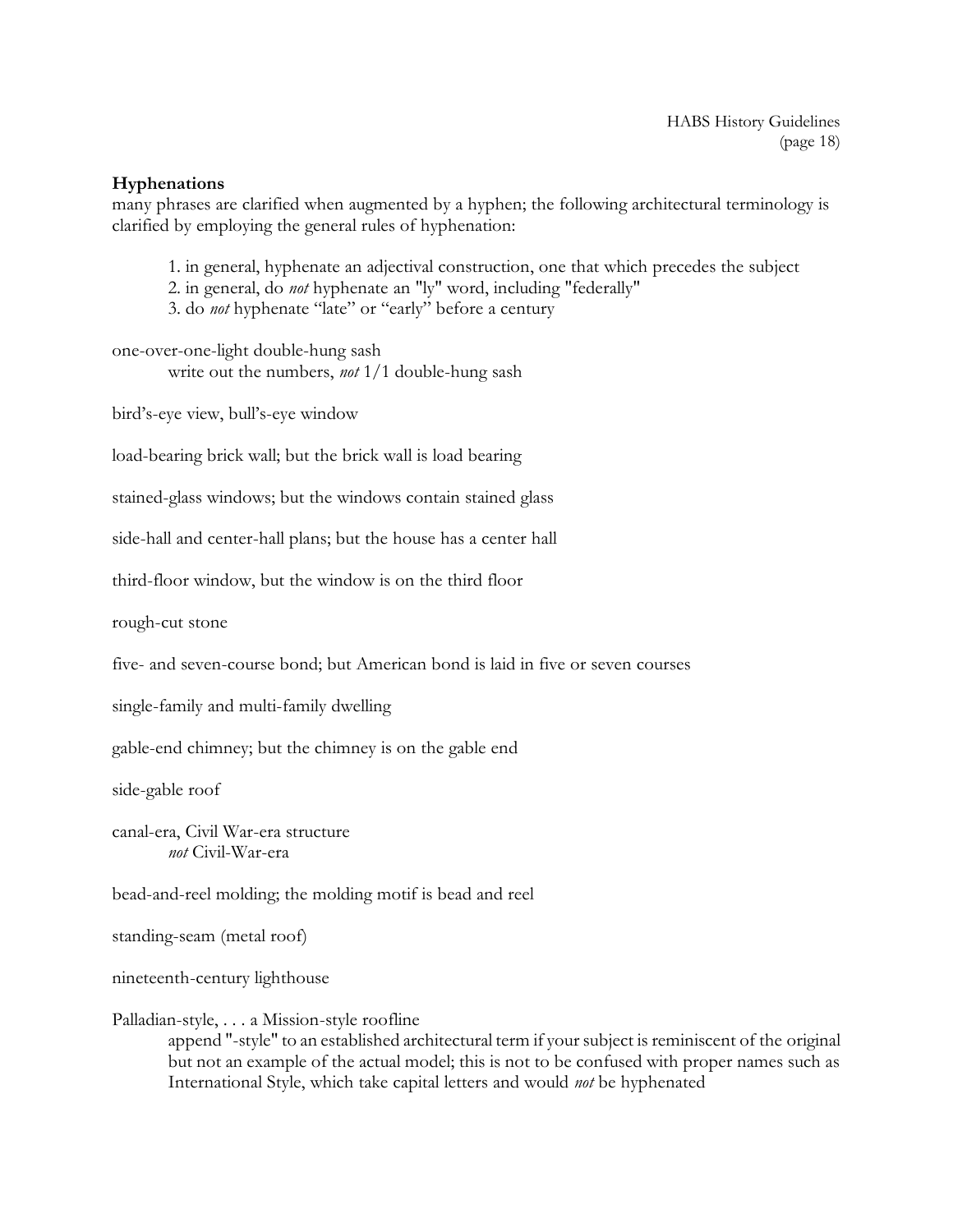### Hyphenations

many phrases are clarified when augmented by a hyphen; the following architectural terminology is clarified by employing the general rules of hyphenation:

> 1. in general, hyphenate an adjectival construction, one that which precedes the subject
> 2. in general, do *not* hyphenate an "ly" word, including "federally"
> 3. do *not* hyphenate "late" or "early" before a century

one-over-one-light double-hung sash
> write out the numbers, *not* 1/1 double-hung sash

bird's-eye view, bull's-eye window

load-bearing brick wall; but the brick wall is load bearing

stained-glass windows; but the windows contain stained glass

side-hall and center-hall plans; but the house has a center hall

third-floor window, but the window is on the third floor

rough-cut stone

five- and seven-course bond; but American bond is laid in five or seven courses

single-family and multi-family dwelling

gable-end chimney; but the chimney is on the gable end

side-gable roof

canal-era, Civil War-era structure
> *not* Civil-War-era

bead-and-reel molding; the molding motif is bead and reel

standing-seam (metal roof)

nineteenth-century lighthouse

Palladian-style, . . . a Mission-style roofline
> append "-style" to an established architectural term if your subject is reminiscent of the original but not an example of the actual model; this is not to be confused with proper names such as International Style, which take capital letters and would *not* be hyphenated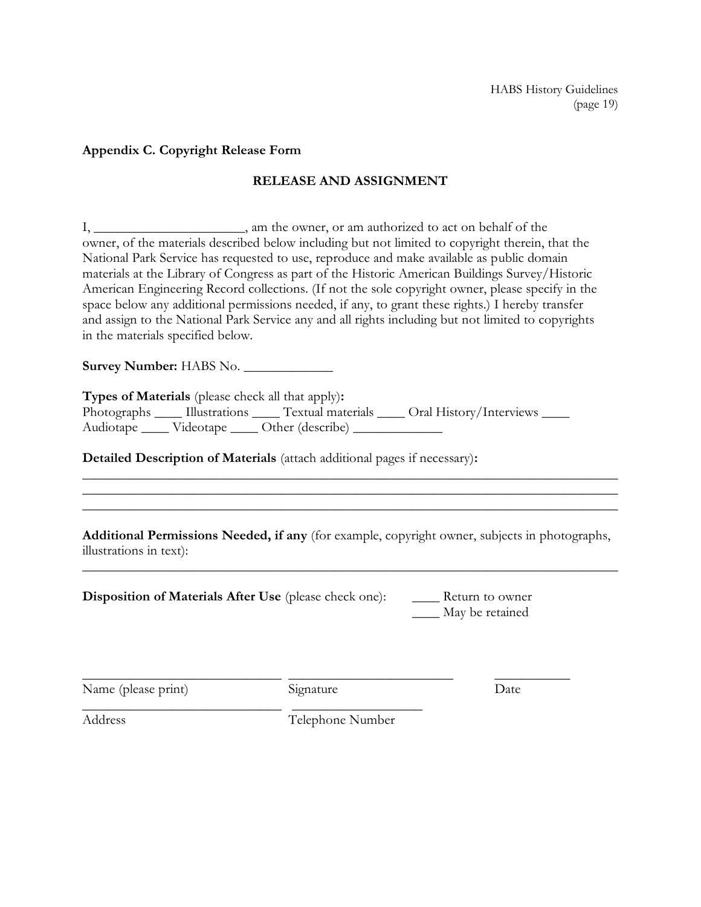## Appendix C. Copyright Release Form

### RELEASE AND ASSIGNMENT

I, ______________________, am the owner, or am authorized to act on behalf of the owner, of the materials described below including but not limited to copyright therein, that the National Park Service has requested to use, reproduce and make available as public domain materials at the Library of Congress as part of the Historic American Buildings Survey/Historic American Engineering Record collections. (If not the sole copyright owner, please specify in the space below any additional permissions needed, if any, to grant these rights.) I hereby transfer and assign to the National Park Service any and all rights including but not limited to copyrights in the materials specified below.

**Survey Number:** HABS No. _____________

**Types of Materials** (please check all that apply)**:**
Photographs ____ Illustrations ____ Textual materials ____ Oral History/Interviews ____
Audiotape ____ Videotape ____ Other (describe) _____________

**Detailed Description of Materials** (attach additional pages if necessary)**:**
_____________________________________________________________________________
_____________________________________________________________________________
_____________________________________________________________________________

**Additional Permissions Needed, if any** (for example, copyright owner, subjects in photographs, illustrations in text):
_____________________________________________________________________________

**Disposition of Materials After Use** (please check one): ____ Return to owner
____ May be retained

______________________________ ________________________ ___________
Name (please print) Signature Date

______________________________ ___________________
Address Telephone Number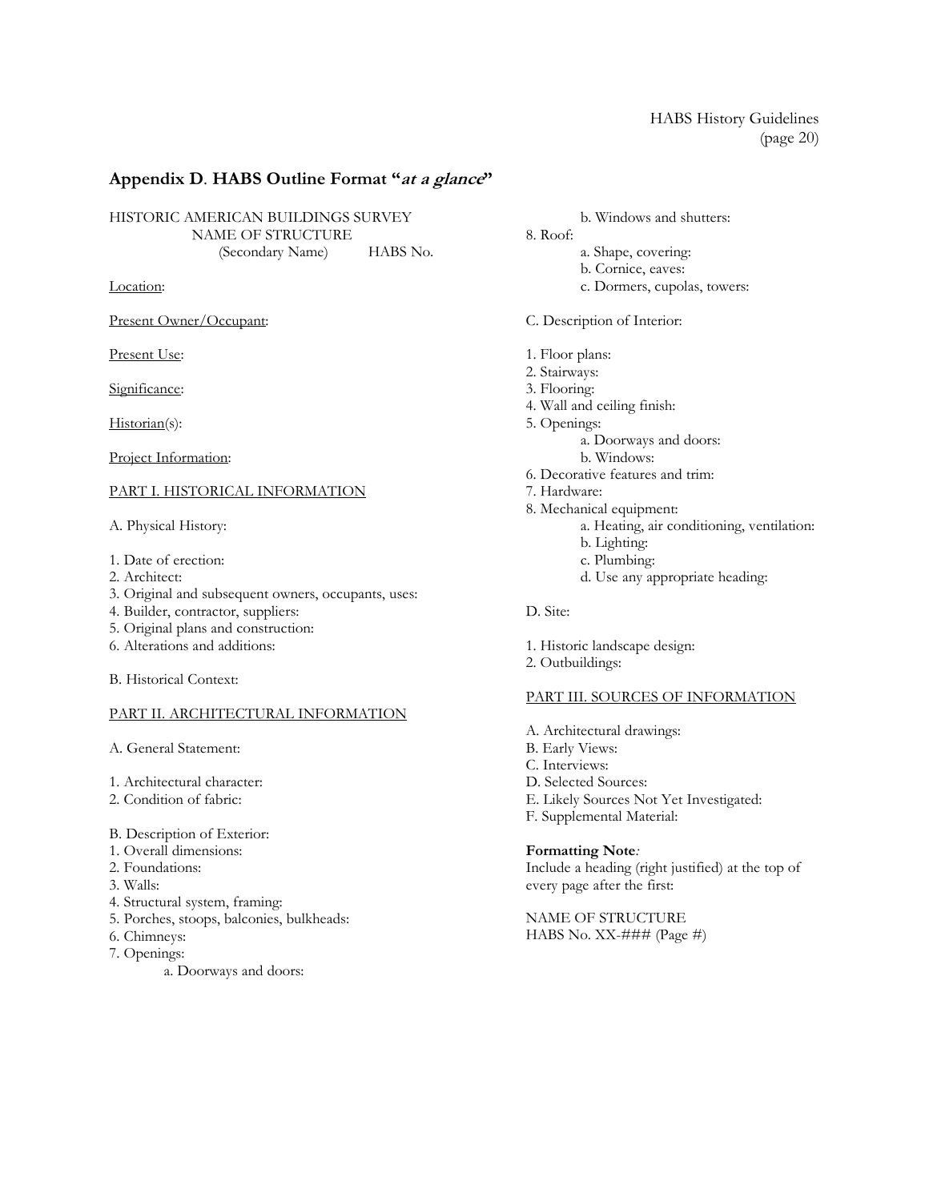## Appendix D. HABS Outline Format "*at a glance*"

HISTORIC AMERICAN BUILDINGS SURVEY
NAME OF STRUCTURE
(Secondary Name) HABS No.

<u>Location</u>:

<u>Present Owner/Occupant</u>:

<u>Present Use</u>:

<u>Significance</u>:

<u>Historian</u>(s):

<u>Project Information</u>:

<u>PART I. HISTORICAL INFORMATION</u>

A. Physical History:

1. Date of erection:
2. Architect:
3. Original and subsequent owners, occupants, uses:
4. Builder, contractor, suppliers:
5. Original plans and construction:
6. Alterations and additions:

B. Historical Context:

<u>PART II. ARCHITECTURAL INFORMATION</u>

A. General Statement:

1. Architectural character:
2. Condition of fabric:

B. Description of Exterior:

1. Overall dimensions:
2. Foundations:
3. Walls:
4. Structural system, framing:
5. Porches, stoops, balconies, bulkheads:
6. Chimneys:
7. Openings:
    - a. Doorways and doors:
    - b. Windows and shutters:
8. Roof:
    - a. Shape, covering:
    - b. Cornice, eaves:
    - c. Dormers, cupolas, towers:

C. Description of Interior:

1. Floor plans:
2. Stairways:
3. Flooring:
4. Wall and ceiling finish:
5. Openings:
    - a. Doorways and doors:
    - b. Windows:
6. Decorative features and trim:
7. Hardware:
8. Mechanical equipment:
    - a. Heating, air conditioning, ventilation:
    - b. Lighting:
    - c. Plumbing:
    - d. Use any appropriate heading:

D. Site:

1. Historic landscape design:
2. Outbuildings:

<u>PART III. SOURCES OF INFORMATION</u>

A. Architectural drawings:
B. Early Views:
C. Interviews:
D. Selected Sources:
E. Likely Sources Not Yet Investigated:
F. Supplemental Material:

**Formatting Note***:*
Include a heading (right justified) at the top of every page after the first:

NAME OF STRUCTURE
HABS No. XX-### (Page #)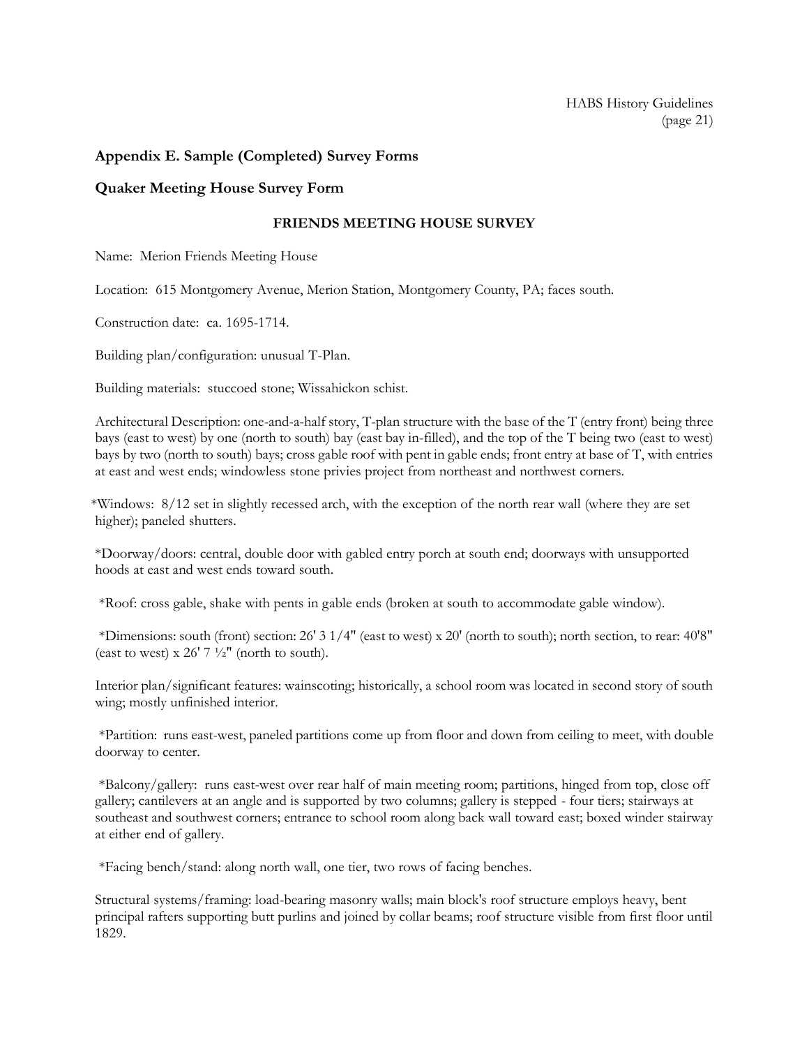## Appendix E. Sample (Completed) Survey Forms

### Quaker Meeting House Survey Form

**FRIENDS MEETING HOUSE SURVEY**

Name: Merion Friends Meeting House

Location: 615 Montgomery Avenue, Merion Station, Montgomery County, PA; faces south.

Construction date: ca. 1695-1714.

Building plan/configuration: unusual T-Plan.

Building materials: stuccoed stone; Wissahickon schist.

Architectural Description: one-and-a-half story, T-plan structure with the base of the T (entry front) being three bays (east to west) by one (north to south) bay (east bay in-filled), and the top of the T being two (east to west) bays by two (north to south) bays; cross gable roof with pent in gable ends; front entry at base of T, with entries at east and west ends; windowless stone privies project from northeast and northwest corners.

*Windows: 8/12 set in slightly recessed arch, with the exception of the north rear wall (where they are set higher); paneled shutters.

*Doorway/doors: central, double door with gabled entry porch at south end; doorways with unsupported hoods at east and west ends toward south.

*Roof: cross gable, shake with pents in gable ends (broken at south to accommodate gable window).

*Dimensions: south (front) section: 26' 3 1/4" (east to west) x 20' (north to south); north section, to rear: 40'8" (east to west) x 26' 7 ½" (north to south).

Interior plan/significant features: wainscoting; historically, a school room was located in second story of south wing; mostly unfinished interior.

*Partition: runs east-west, paneled partitions come up from floor and down from ceiling to meet, with double doorway to center.

*Balcony/gallery: runs east-west over rear half of main meeting room; partitions, hinged from top, close off gallery; cantilevers at an angle and is supported by two columns; gallery is stepped - four tiers; stairways at southeast and southwest corners; entrance to school room along back wall toward east; boxed winder stairway at either end of gallery.

*Facing bench/stand: along north wall, one tier, two rows of facing benches.

Structural systems/framing: load-bearing masonry walls; main block's roof structure employs heavy, bent principal rafters supporting butt purlins and joined by collar beams; roof structure visible from first floor until 1829.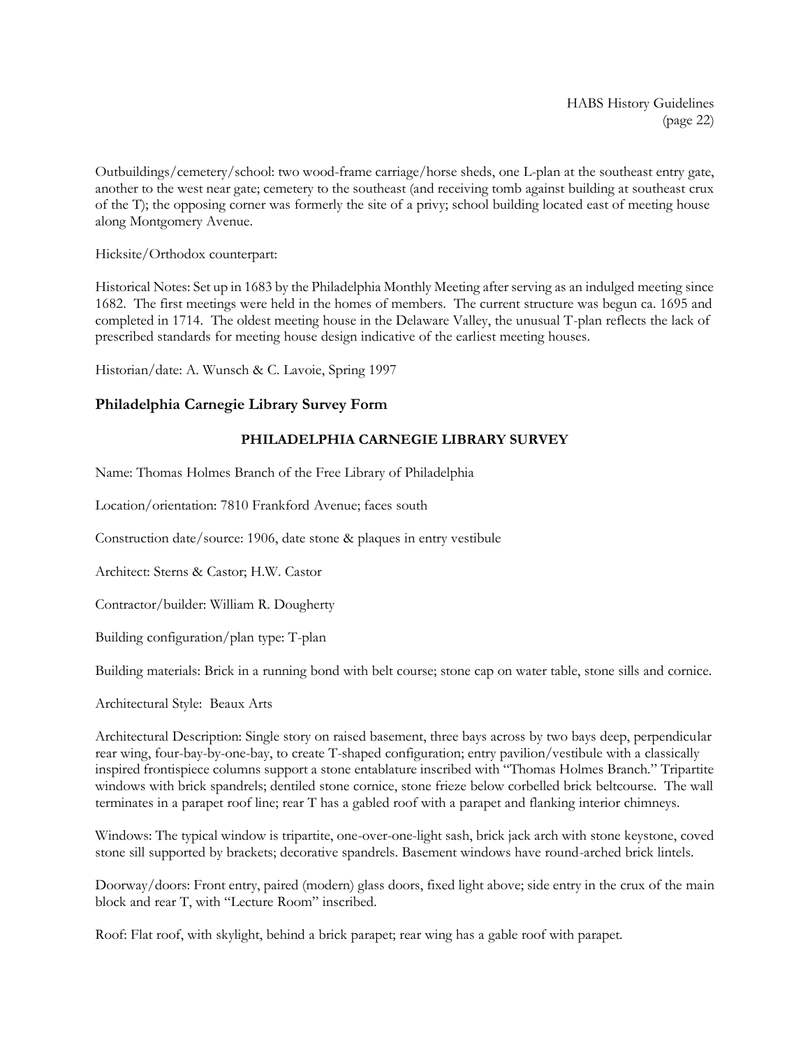Outbuildings/cemetery/school: two wood-frame carriage/horse sheds, one L-plan at the southeast entry gate, another to the west near gate; cemetery to the southeast (and receiving tomb against building at southeast crux of the T); the opposing corner was formerly the site of a privy; school building located east of meeting house along Montgomery Avenue.

Hicksite/Orthodox counterpart:

Historical Notes: Set up in 1683 by the Philadelphia Monthly Meeting after serving as an indulged meeting since 1682. The first meetings were held in the homes of members. The current structure was begun ca. 1695 and completed in 1714. The oldest meeting house in the Delaware Valley, the unusual T-plan reflects the lack of prescribed standards for meeting house design indicative of the earliest meeting houses.

Historian/date: A. Wunsch & C. Lavoie, Spring 1997

### Philadelphia Carnegie Library Survey Form

**PHILADELPHIA CARNEGIE LIBRARY SURVEY**

Name: Thomas Holmes Branch of the Free Library of Philadelphia

Location/orientation: 7810 Frankford Avenue; faces south

Construction date/source: 1906, date stone & plaques in entry vestibule

Architect: Sterns & Castor; H.W. Castor

Contractor/builder: William R. Dougherty

Building configuration/plan type: T-plan

Building materials: Brick in a running bond with belt course; stone cap on water table, stone sills and cornice.

Architectural Style: Beaux Arts

Architectural Description: Single story on raised basement, three bays across by two bays deep, perpendicular rear wing, four-bay-by-one-bay, to create T-shaped configuration; entry pavilion/vestibule with a classically inspired frontispiece columns support a stone entablature inscribed with "Thomas Holmes Branch." Tripartite windows with brick spandrels; dentiled stone cornice, stone frieze below corbelled brick beltcourse. The wall terminates in a parapet roof line; rear T has a gabled roof with a parapet and flanking interior chimneys.

Windows: The typical window is tripartite, one-over-one-light sash, brick jack arch with stone keystone, coved stone sill supported by brackets; decorative spandrels. Basement windows have round-arched brick lintels.

Doorway/doors: Front entry, paired (modern) glass doors, fixed light above; side entry in the crux of the main block and rear T, with "Lecture Room" inscribed.

Roof: Flat roof, with skylight, behind a brick parapet; rear wing has a gable roof with parapet.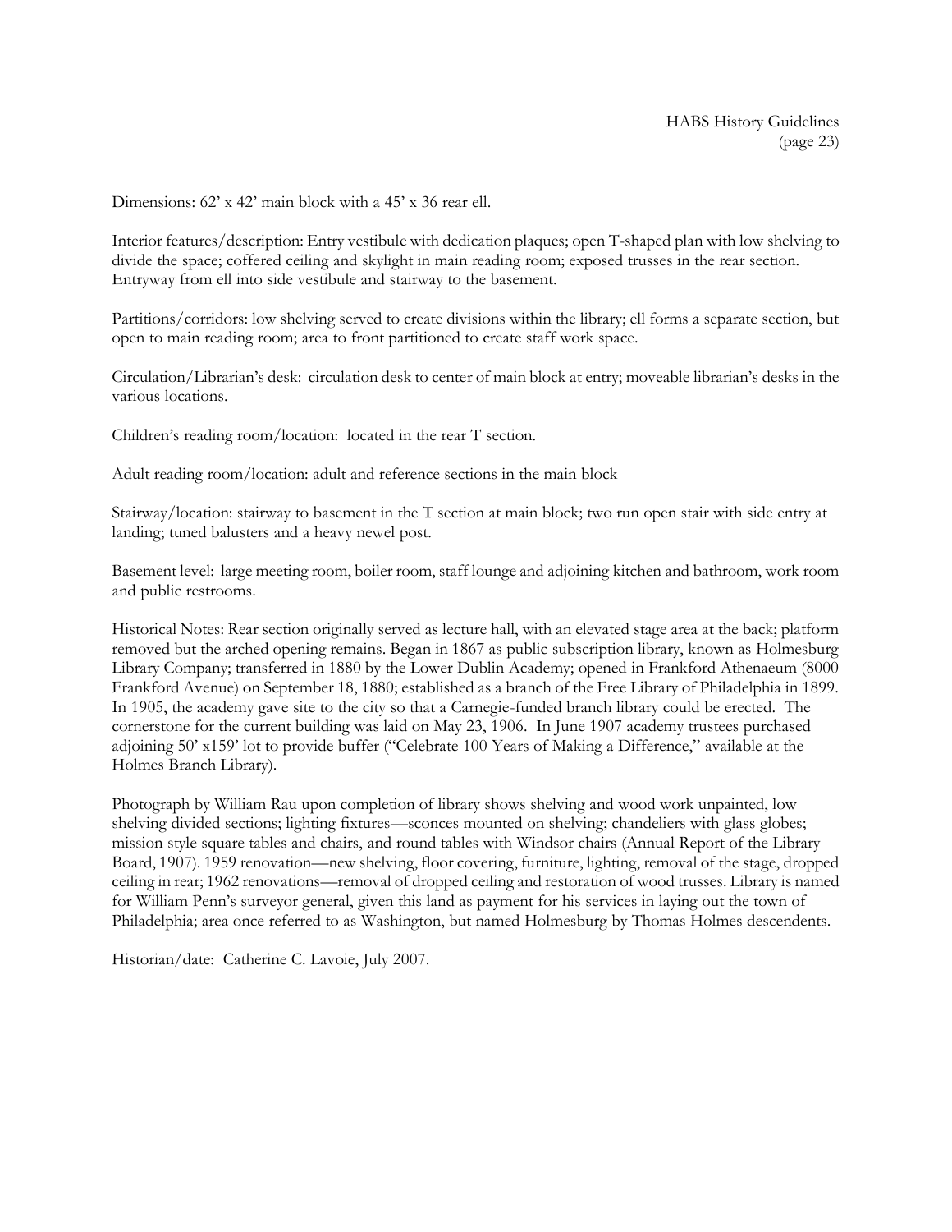Dimensions: 62' x 42' main block with a 45' x 36 rear ell.

Interior features/description: Entry vestibule with dedication plaques; open T-shaped plan with low shelving to divide the space; coffered ceiling and skylight in main reading room; exposed trusses in the rear section. Entryway from ell into side vestibule and stairway to the basement.

Partitions/corridors: low shelving served to create divisions within the library; ell forms a separate section, but open to main reading room; area to front partitioned to create staff work space.

Circulation/Librarian's desk: circulation desk to center of main block at entry; moveable librarian's desks in the various locations.

Children's reading room/location: located in the rear T section.

Adult reading room/location: adult and reference sections in the main block

Stairway/location: stairway to basement in the T section at main block; two run open stair with side entry at landing; tuned balusters and a heavy newel post.

Basement level: large meeting room, boiler room, staff lounge and adjoining kitchen and bathroom, work room and public restrooms.

Historical Notes: Rear section originally served as lecture hall, with an elevated stage area at the back; platform removed but the arched opening remains. Began in 1867 as public subscription library, known as Holmesburg Library Company; transferred in 1880 by the Lower Dublin Academy; opened in Frankford Athenaeum (8000 Frankford Avenue) on September 18, 1880; established as a branch of the Free Library of Philadelphia in 1899. In 1905, the academy gave site to the city so that a Carnegie-funded branch library could be erected. The cornerstone for the current building was laid on May 23, 1906. In June 1907 academy trustees purchased adjoining 50' x159' lot to provide buffer ("Celebrate 100 Years of Making a Difference," available at the Holmes Branch Library).

Photograph by William Rau upon completion of library shows shelving and wood work unpainted, low shelving divided sections; lighting fixtures—sconces mounted on shelving; chandeliers with glass globes; mission style square tables and chairs, and round tables with Windsor chairs (Annual Report of the Library Board, 1907). 1959 renovation—new shelving, floor covering, furniture, lighting, removal of the stage, dropped ceiling in rear; 1962 renovations—removal of dropped ceiling and restoration of wood trusses. Library is named for William Penn's surveyor general, given this land as payment for his services in laying out the town of Philadelphia; area once referred to as Washington, but named Holmesburg by Thomas Holmes descendents.

Historian/date: Catherine C. Lavoie, July 2007.